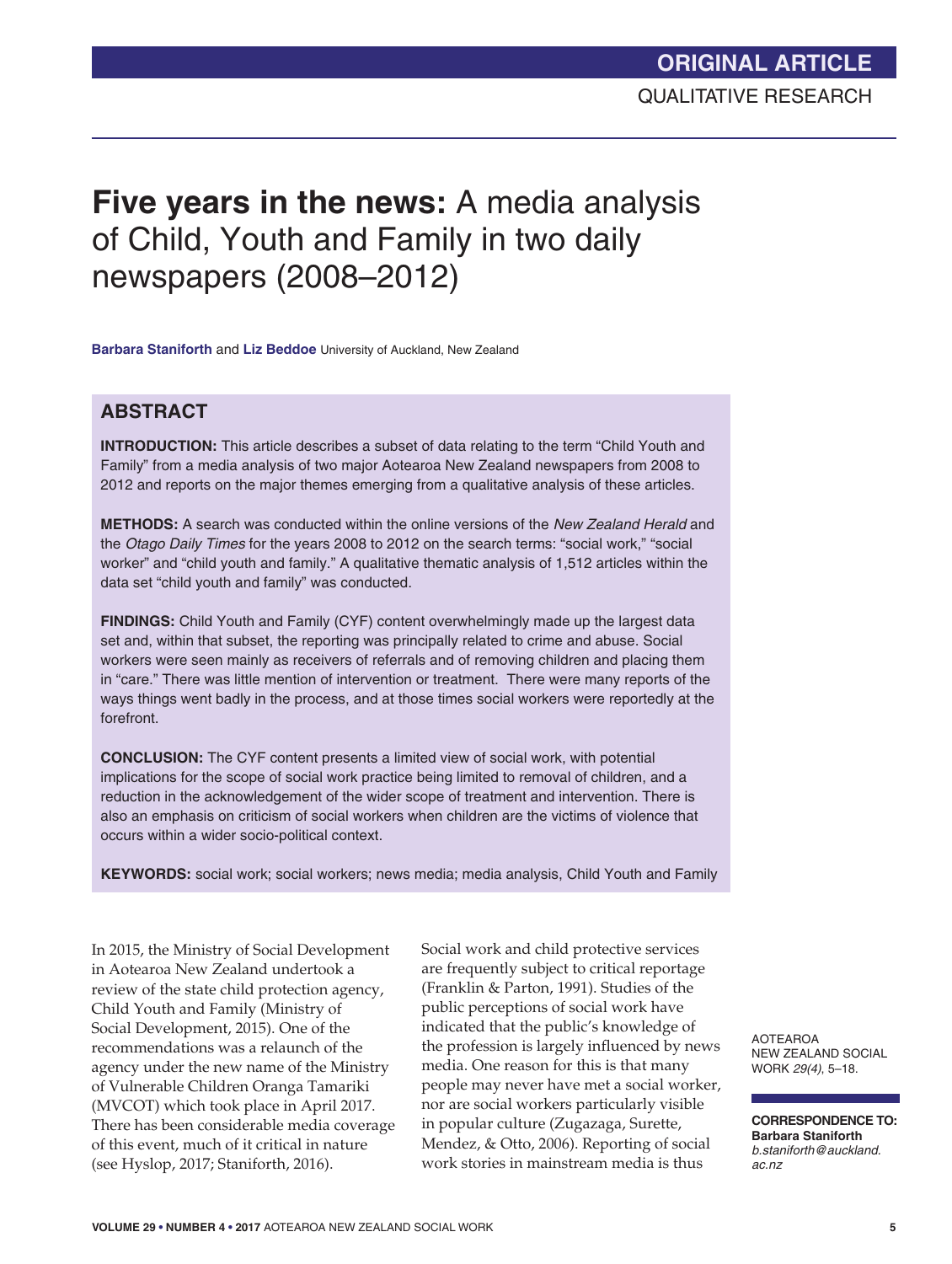ORIGINAL ARTICLE

QUALITATIVE RESEARCH

# **Five years in the news:** A media analysis of Child, Youth and Family in two daily newspapers (2008–2012)

**Barbara Staniforth** and **Liz Beddoe** University of Auckland, New Zealand

## ABSTRACT

**INTRODUCTION:** This article describes a subset of data relating to the term "Child Youth and Family" from a media analysis of two major Aotearoa New Zealand newspapers from 2008 to 2012 and reports on the major themes emerging from a qualitative analysis of these articles.

**METHODS:** A search was conducted within the online versions of the *New Zealand Herald* and the *Otago Daily Times* for the years 2008 to 2012 on the search terms: "social work," "social worker" and "child youth and family." A qualitative thematic analysis of 1,512 articles within the data set "child youth and family" was conducted.

**FINDINGS:** Child Youth and Family (CYF) content overwhelmingly made up the largest data set and, within that subset, the reporting was principally related to crime and abuse. Social workers were seen mainly as receivers of referrals and of removing children and placing them in "care." There was little mention of intervention or treatment. There were many reports of the ways things went badly in the process, and at those times social workers were reportedly at the forefront.

**CONCLUSION:** The CYF content presents a limited view of social work, with potential implications for the scope of social work practice being limited to removal of children, and a reduction in the acknowledgement of the wider scope of treatment and intervention. There is also an emphasis on criticism of social workers when children are the victims of violence that occurs within a wider socio-political context.

**KEYWORDS:** social work; social workers; news media; media analysis, Child Youth and Family

In 2015, the Ministry of Social Development in Aotearoa New Zealand undertook a review of the state child protection agency, Child Youth and Family (Ministry of Social Development, 2015). One of the recommendations was a relaunch of the agency under the new name of the Ministry of Vulnerable Children Oranga Tamariki (MVCOT) which took place in April 2017. There has been considerable media coverage of this event, much of it critical in nature (see Hyslop, 2017; Staniforth, 2016).

Social work and child protective services are frequently subject to critical reportage (Franklin & Parton, 1991). Studies of the public perceptions of social work have indicated that the public's knowledge of the profession is largely influenced by news media. One reason for this is that many people may never have met a social worker, nor are social workers particularly visible in popular culture (Zugazaga, Surette, Mendez, & Otto, 2006). Reporting of social work stories in mainstream media is thus

AOTEAROA NEW ZEALAND SOCIAL WORK *29(4)*, 5–18.

**CORRESPONDENCE TO:**
**Barbara Staniforth**
*b.staniforth@auckland.ac.nz*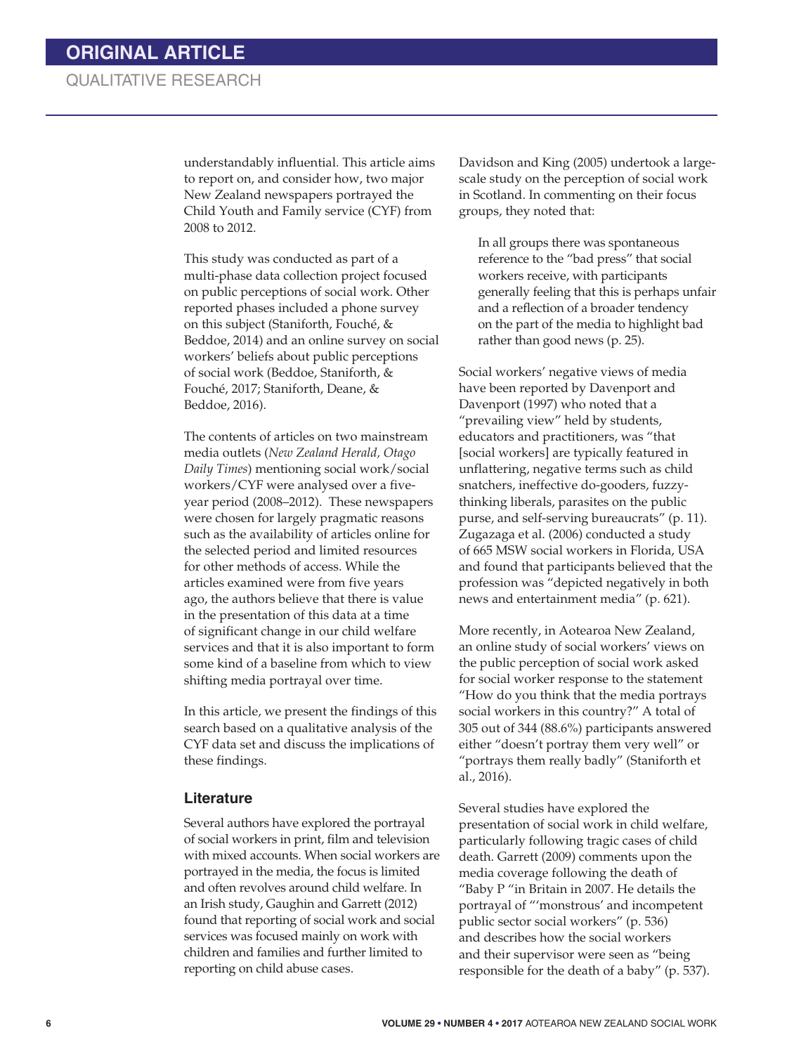understandably influential. This article aims to report on, and consider how, two major New Zealand newspapers portrayed the Child Youth and Family service (CYF) from 2008 to 2012.

This study was conducted as part of a multi-phase data collection project focused on public perceptions of social work. Other reported phases included a phone survey on this subject (Staniforth, Fouché, & Beddoe, 2014) and an online survey on social workers' beliefs about public perceptions of social work (Beddoe, Staniforth, & Fouché, 2017; Staniforth, Deane, & Beddoe, 2016).

The contents of articles on two mainstream media outlets (*New Zealand Herald, Otago Daily Times*) mentioning social work/social workers/CYF were analysed over a five-year period (2008–2012). These newspapers were chosen for largely pragmatic reasons such as the availability of articles online for the selected period and limited resources for other methods of access. While the articles examined were from five years ago, the authors believe that there is value in the presentation of this data at a time of significant change in our child welfare services and that it is also important to form some kind of a baseline from which to view shifting media portrayal over time.

In this article, we present the findings of this search based on a qualitative analysis of the CYF data set and discuss the implications of these findings.

## Literature

Several authors have explored the portrayal of social workers in print, film and television with mixed accounts. When social workers are portrayed in the media, the focus is limited and often revolves around child welfare. In an Irish study, Gaughin and Garrett (2012) found that reporting of social work and social services was focused mainly on work with children and families and further limited to reporting on child abuse cases.

Davidson and King (2005) undertook a large-scale study on the perception of social work in Scotland. In commenting on their focus groups, they noted that:

> In all groups there was spontaneous reference to the "bad press" that social workers receive, with participants generally feeling that this is perhaps unfair and a reflection of a broader tendency on the part of the media to highlight bad rather than good news (p. 25).

Social workers' negative views of media have been reported by Davenport and Davenport (1997) who noted that a "prevailing view" held by students, educators and practitioners, was "that [social workers] are typically featured in unflattering, negative terms such as child snatchers, ineffective do-gooders, fuzzy-thinking liberals, parasites on the public purse, and self-serving bureaucrats" (p. 11). Zugazaga et al. (2006) conducted a study of 665 MSW social workers in Florida, USA and found that participants believed that the profession was "depicted negatively in both news and entertainment media" (p. 621).

More recently, in Aotearoa New Zealand, an online study of social workers' views on the public perception of social work asked for social worker response to the statement "How do you think that the media portrays social workers in this country?" A total of 305 out of 344 (88.6%) participants answered either "doesn't portray them very well" or "portrays them really badly" (Staniforth et al., 2016).

Several studies have explored the presentation of social work in child welfare, particularly following tragic cases of child death. Garrett (2009) comments upon the media coverage following the death of "Baby P "in Britain in 2007. He details the portrayal of "'monstrous' and incompetent public sector social workers" (p. 536) and describes how the social workers and their supervisor were seen as "being responsible for the death of a baby" (p. 537).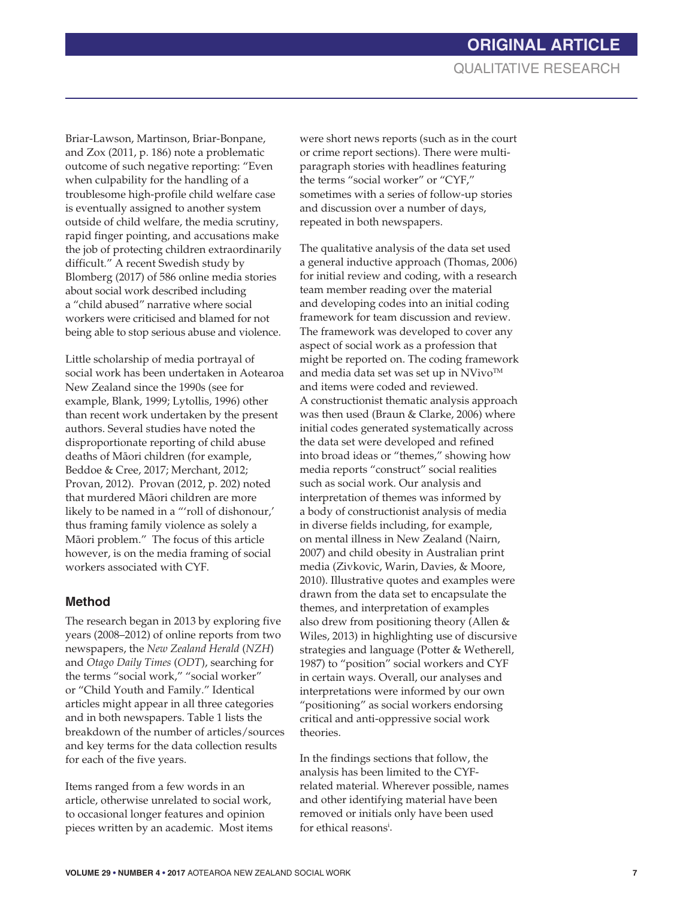Briar-Lawson, Martinson, Briar-Bonpane, and Zox (2011, p. 186) note a problematic outcome of such negative reporting: "Even when culpability for the handling of a troublesome high-profile child welfare case is eventually assigned to another system outside of child welfare, the media scrutiny, rapid finger pointing, and accusations make the job of protecting children extraordinarily difficult." A recent Swedish study by Blomberg (2017) of 586 online media stories about social work described including a "child abused" narrative where social workers were criticised and blamed for not being able to stop serious abuse and violence.

Little scholarship of media portrayal of social work has been undertaken in Aotearoa New Zealand since the 1990s (see for example, Blank, 1999; Lytollis, 1996) other than recent work undertaken by the present authors. Several studies have noted the disproportionate reporting of child abuse deaths of Māori children (for example, Beddoe & Cree, 2017; Merchant, 2012; Provan, 2012). Provan (2012, p. 202) noted that murdered Māori children are more likely to be named in a "'roll of dishonour,' thus framing family violence as solely a Māori problem." The focus of this article however, is on the media framing of social workers associated with CYF.

## Method

The research began in 2013 by exploring five years (2008–2012) of online reports from two newspapers, the *New Zealand Herald* (*NZH*) and *Otago Daily Times* (*ODT*), searching for the terms "social work," "social worker" or "Child Youth and Family." Identical articles might appear in all three categories and in both newspapers. Table 1 lists the breakdown of the number of articles/sources and key terms for the data collection results for each of the five years.

Items ranged from a few words in an article, otherwise unrelated to social work, to occasional longer features and opinion pieces written by an academic. Most items were short news reports (such as in the court or crime report sections). There were multi-paragraph stories with headlines featuring the terms "social worker" or "CYF," sometimes with a series of follow-up stories and discussion over a number of days, repeated in both newspapers.

The qualitative analysis of the data set used a general inductive approach (Thomas, 2006) for initial review and coding, with a research team member reading over the material and developing codes into an initial coding framework for team discussion and review. The framework was developed to cover any aspect of social work as a profession that might be reported on. The coding framework and media data set was set up in NVivo™ and items were coded and reviewed. A constructionist thematic analysis approach was then used (Braun & Clarke, 2006) where initial codes generated systematically across the data set were developed and refined into broad ideas or "themes," showing how media reports "construct" social realities such as social work. Our analysis and interpretation of themes was informed by a body of constructionist analysis of media in diverse fields including, for example, on mental illness in New Zealand (Nairn, 2007) and child obesity in Australian print media (Zivkovic, Warin, Davies, & Moore, 2010). Illustrative quotes and examples were drawn from the data set to encapsulate the themes, and interpretation of examples also drew from positioning theory (Allen & Wiles, 2013) in highlighting use of discursive strategies and language (Potter & Wetherell, 1987) to "position" social workers and CYF in certain ways. Overall, our analyses and interpretations were informed by our own "positioning" as social workers endorsing critical and anti-oppressive social work theories.

In the findings sections that follow, the analysis has been limited to the CYF-related material. Wherever possible, names and other identifying material have been removed or initials only have been used for ethical reasons[i].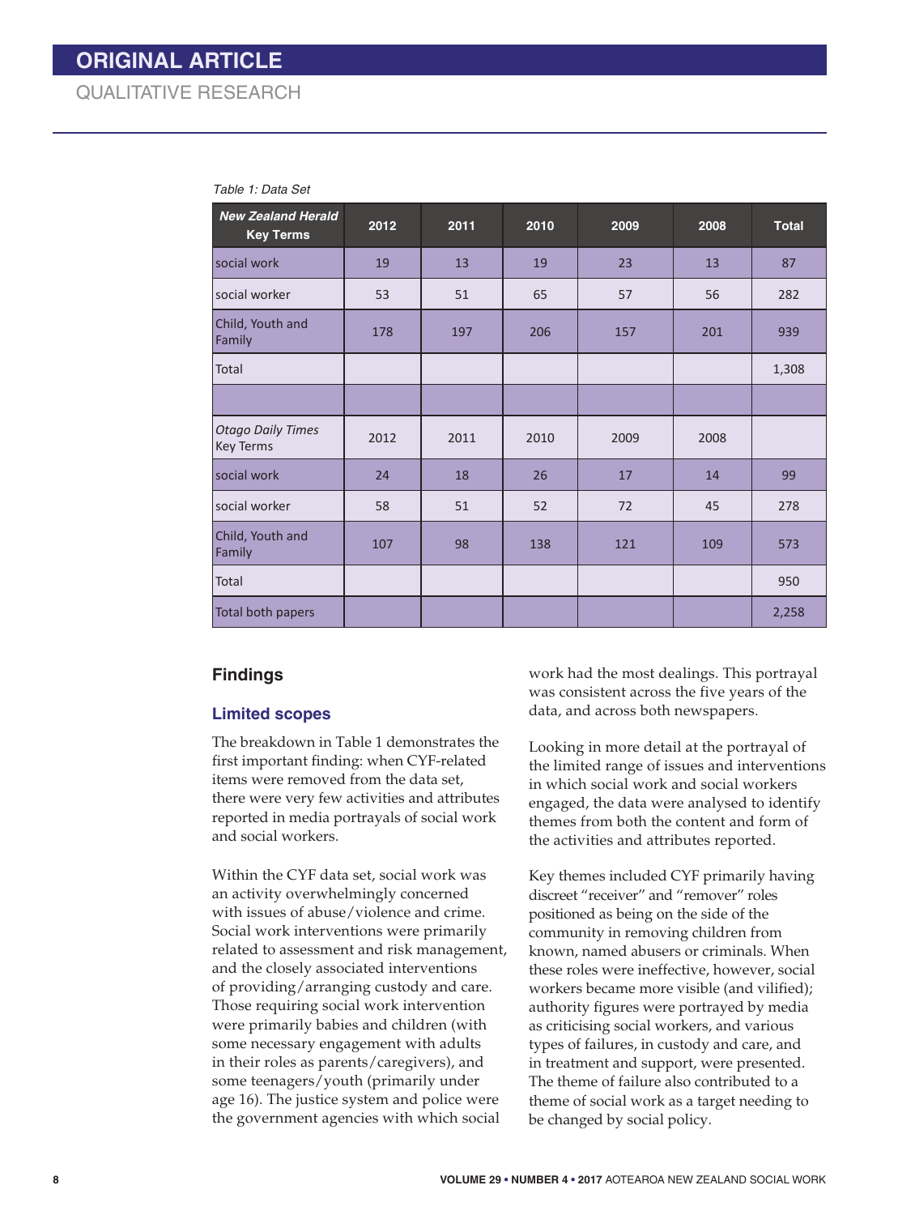*Table 1: Data Set*

| ***New Zealand Herald* Key Terms** | **2012** | **2011** | **2010** | **2009** | **2008** | **Total** |
|---|---|---|---|---|---|---|
| social work | 19 | 13 | 19 | 23 | 13 | 87 |
| social worker | 53 | 51 | 65 | 57 | 56 | 282 |
| Child, Youth and Family | 178 | 197 | 206 | 157 | 201 | 939 |
| Total | | | | | | 1,308 |
| | | | | | | |
| *Otago Daily Times* Key Terms | 2012 | 2011 | 2010 | 2009 | 2008 | |
| social work | 24 | 18 | 26 | 17 | 14 | 99 |
| social worker | 58 | 51 | 52 | 72 | 45 | 278 |
| Child, Youth and Family | 107 | 98 | 138 | 121 | 109 | 573 |
| Total | | | | | | 950 |
| Total both papers | | | | | | 2,258 |

## Findings

### Limited scopes

The breakdown in Table 1 demonstrates the first important finding: when CYF-related items were removed from the data set, there were very few activities and attributes reported in media portrayals of social work and social workers.

Within the CYF data set, social work was an activity overwhelmingly concerned with issues of abuse/violence and crime. Social work interventions were primarily related to assessment and risk management, and the closely associated interventions of providing/arranging custody and care. Those requiring social work intervention were primarily babies and children (with some necessary engagement with adults in their roles as parents/caregivers), and some teenagers/youth (primarily under age 16). The justice system and police were the government agencies with which social work had the most dealings. This portrayal was consistent across the five years of the data, and across both newspapers.

Looking in more detail at the portrayal of the limited range of issues and interventions in which social work and social workers engaged, the data were analysed to identify themes from both the content and form of the activities and attributes reported.

Key themes included CYF primarily having discreet "receiver" and "remover" roles positioned as being on the side of the community in removing children from known, named abusers or criminals. When these roles were ineffective, however, social workers became more visible (and vilified); authority figures were portrayed by media as criticising social workers, and various types of failures, in custody and care, and in treatment and support, were presented. The theme of failure also contributed to a theme of social work as a target needing to be changed by social policy.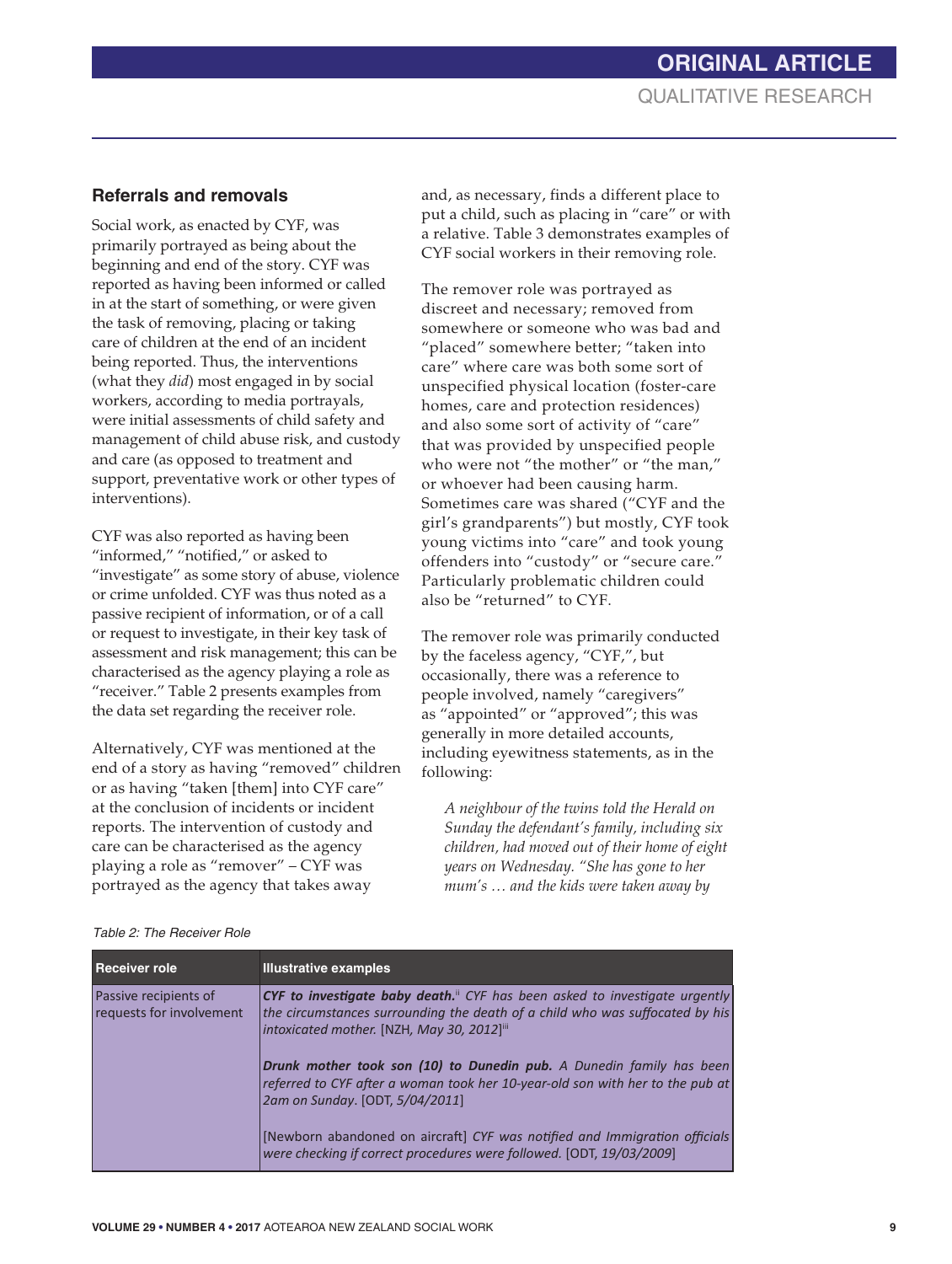## Referrals and removals

Social work, as enacted by CYF, was primarily portrayed as being about the beginning and end of the story. CYF was reported as having been informed or called in at the start of something, or were given the task of removing, placing or taking care of children at the end of an incident being reported. Thus, the interventions (what they *did*) most engaged in by social workers, according to media portrayals, were initial assessments of child safety and management of child abuse risk, and custody and care (as opposed to treatment and support, preventative work or other types of interventions).

CYF was also reported as having been "informed," "notified," or asked to "investigate" as some story of abuse, violence or crime unfolded. CYF was thus noted as a passive recipient of information, or of a call or request to investigate, in their key task of assessment and risk management; this can be characterised as the agency playing a role as "receiver." Table 2 presents examples from the data set regarding the receiver role.

Alternatively, CYF was mentioned at the end of a story as having "removed" children or as having "taken [them] into CYF care" at the conclusion of incidents or incident reports. The intervention of custody and care can be characterised as the agency playing a role as "remover" – CYF was portrayed as the agency that takes away and, as necessary, finds a different place to put a child, such as placing in "care" or with a relative. Table 3 demonstrates examples of CYF social workers in their removing role.

The remover role was portrayed as discreet and necessary; removed from somewhere or someone who was bad and "placed" somewhere better; "taken into care" where care was both some sort of unspecified physical location (foster-care homes, care and protection residences) and also some sort of activity of "care" that was provided by unspecified people who were not "the mother" or "the man," or whoever had been causing harm. Sometimes care was shared ("CYF and the girl's grandparents") but mostly, CYF took young victims into "care" and took young offenders into "custody" or "secure care." Particularly problematic children could also be "returned" to CYF.

The remover role was primarily conducted by the faceless agency, "CYF,", but occasionally, there was a reference to people involved, namely "caregivers" as "appointed" or "approved"; this was generally in more detailed accounts, including eyewitness statements, as in the following:

> *A neighbour of the twins told the Herald on Sunday the defendant's family, including six children, had moved out of their home of eight years on Wednesday. "She has gone to her mum's … and the kids were taken away by*

*Table 2: The Receiver Role*

| Receiver role | Illustrative examples |
|---|---|
| Passive recipients of requests for involvement | ***CYF to investigate baby death.***[ii] *CYF has been asked to investigate urgently the circumstances surrounding the death of a child who was suffocated by his intoxicated mother.* [NZH, *May 30, 2012*][iii] <br><br> ***Drunk mother took son (10) to Dunedin pub.*** *A Dunedin family has been referred to CYF after a woman took her 10-year-old son with her to the pub at 2am on Sunday*. [ODT, *5/04/2011*] <br><br> [Newborn abandoned on aircraft] *CYF was notified and Immigration officials were checking if correct procedures were followed.* [ODT, *19/03/2009*] |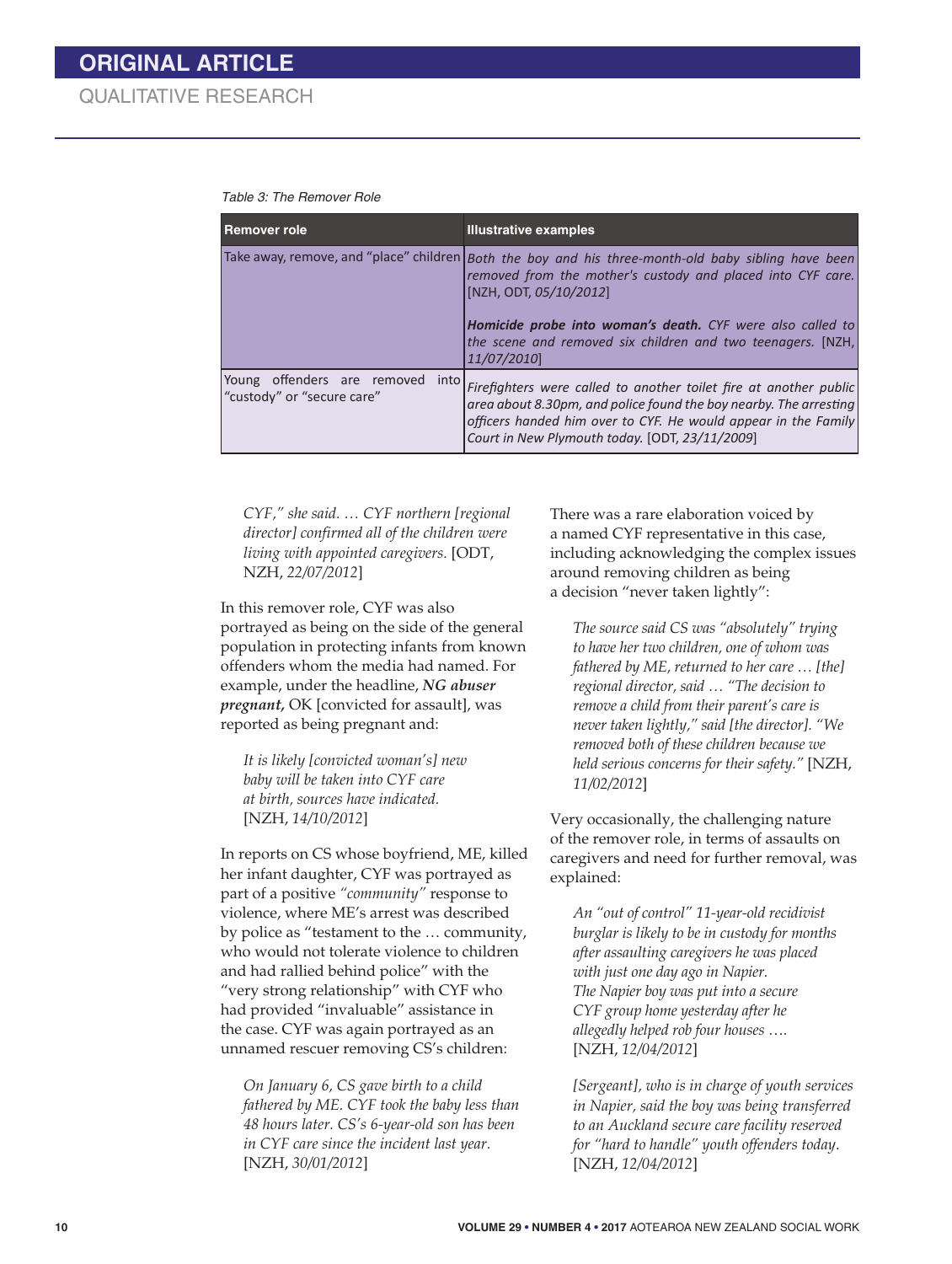Table 3: The Remover Role

| Remover role | Illustrative examples |
| --- | --- |
| Take away, remove, and "place" children | *Both the boy and his three-month-old baby sibling have been removed from the mother's custody and placed into CYF care.* [NZH, ODT, *05/10/2012*]<br><br>***Homicide probe into woman's death.*** *CYF were also called to the scene and removed six children and two teenagers.* [NZH, *11/07/2010*] |
| Young offenders are removed into "custody" or "secure care" | *Firefighters were called to another toilet fire at another public area about 8.30pm, and police found the boy nearby. The arresting officers handed him over to CYF. He would appear in the Family Court in New Plymouth today.* [ODT, *23/11/2009*] |

> *CYF," she said. … CYF northern [regional director] confirmed all of the children were living with appointed caregivers.* [ODT, NZH, *22/07/2012*]

In this remover role, CYF was also portrayed as being on the side of the general population in protecting infants from known offenders whom the media had named. For example, under the headline, ***NG abuser pregnant,*** OK [convicted for assault], was reported as being pregnant and:

> *It is likely [convicted woman's] new baby will be taken into CYF care at birth, sources have indicated.* [NZH, *14/10/2012*]

In reports on CS whose boyfriend, ME, killed her infant daughter, CYF was portrayed as part of a positive *"community"* response to violence, where ME's arrest was described by police as "testament to the … community, who would not tolerate violence to children and had rallied behind police" with the "very strong relationship" with CYF who had provided "invaluable" assistance in the case. CYF was again portrayed as an unnamed rescuer removing CS's children:

> *On January 6, CS gave birth to a child fathered by ME. CYF took the baby less than 48 hours later. CS's 6-year-old son has been in CYF care since the incident last year.* [NZH, *30/01/2012*]

There was a rare elaboration voiced by a named CYF representative in this case, including acknowledging the complex issues around removing children as being a decision "never taken lightly":

> *The source said CS was "absolutely" trying to have her two children, one of whom was fathered by ME, returned to her care … [the] regional director, said … "The decision to remove a child from their parent's care is never taken lightly," said [the director]. "We removed both of these children because we held serious concerns for their safety."* [NZH, *11/02/2012*]

Very occasionally, the challenging nature of the remover role, in terms of assaults on caregivers and need for further removal, was explained:

> *An "out of control" 11-year-old recidivist burglar is likely to be in custody for months after assaulting caregivers he was placed with just one day ago in Napier. The Napier boy was put into a secure CYF group home yesterday after he allegedly helped rob four houses ….* [NZH, *12/04/2012*]

> *[Sergeant], who is in charge of youth services in Napier, said the boy was being transferred to an Auckland secure care facility reserved for "hard to handle" youth offenders today.* [NZH, *12/04/2012*]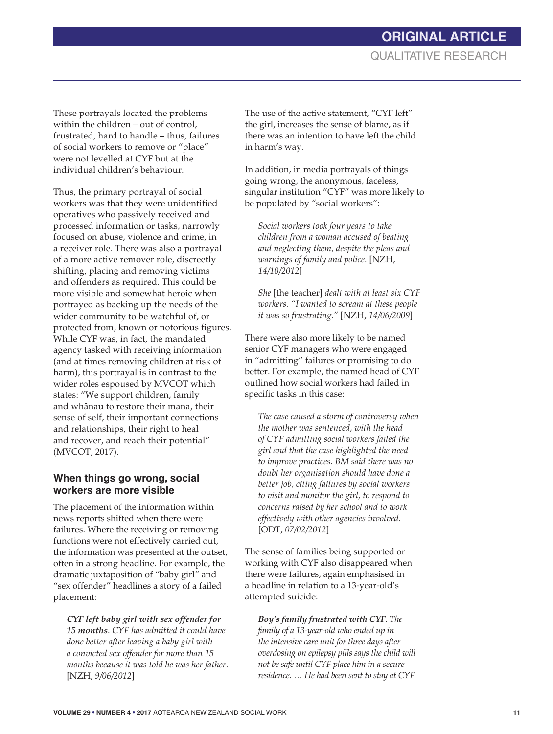These portrayals located the problems within the children – out of control, frustrated, hard to handle – thus, failures of social workers to remove or "place" were not levelled at CYF but at the individual children's behaviour.

Thus, the primary portrayal of social workers was that they were unidentified operatives who passively received and processed information or tasks, narrowly focused on abuse, violence and crime, in a receiver role. There was also a portrayal of a more active remover role, discreetly shifting, placing and removing victims and offenders as required. This could be more visible and somewhat heroic when portrayed as backing up the needs of the wider community to be watchful of, or protected from, known or notorious figures. While CYF was, in fact, the mandated agency tasked with receiving information (and at times removing children at risk of harm), this portrayal is in contrast to the wider roles espoused by MVCOT which states: "We support children, family and whānau to restore their mana, their sense of self, their important connections and relationships, their right to heal and recover, and reach their potential" (MVCOT, 2017).

## When things go wrong, social workers are more visible

The placement of the information within news reports shifted when there were failures. Where the receiving or removing functions were not effectively carried out, the information was presented at the outset, often in a strong headline. For example, the dramatic juxtaposition of "baby girl" and "sex offender" headlines a story of a failed placement:

> ***CYF left baby girl with sex offender for 15 months****. CYF has admitted it could have done better after leaving a baby girl with a convicted sex offender for more than 15 months because it was told he was her father.* [NZH, *9/06/2012*]

The use of the active statement, "CYF left" the girl, increases the sense of blame, as if there was an intention to have left the child in harm's way.

In addition, in media portrayals of things going wrong, the anonymous, faceless, singular institution "CYF" was more likely to be populated by "social workers":

> *Social workers took four years to take children from a woman accused of beating and neglecting them, despite the pleas and warnings of family and police.* [NZH, *14/10/2012*]

> *She* [the teacher] *dealt with at least six CYF workers. "I wanted to scream at these people it was so frustrating."* [NZH, *14/06/2009*]

There were also more likely to be named senior CYF managers who were engaged in "admitting" failures or promising to do better. For example, the named head of CYF outlined how social workers had failed in specific tasks in this case:

> *The case caused a storm of controversy when the mother was sentenced, with the head of CYF admitting social workers failed the girl and that the case highlighted the need to improve practices. BM said there was no doubt her organisation should have done a better job, citing failures by social workers to visit and monitor the girl, to respond to concerns raised by her school and to work effectively with other agencies involved.* [ODT, *07/02/2012*]

The sense of families being supported or working with CYF also disappeared when there were failures, again emphasised in a headline in relation to a 13-year-old's attempted suicide:

> ***Boy's family frustrated with CYF****. The family of a 13-year-old who ended up in the intensive care unit for three days after overdosing on epilepsy pills says the child will not be safe until CYF place him in a secure residence. … He had been sent to stay at CYF*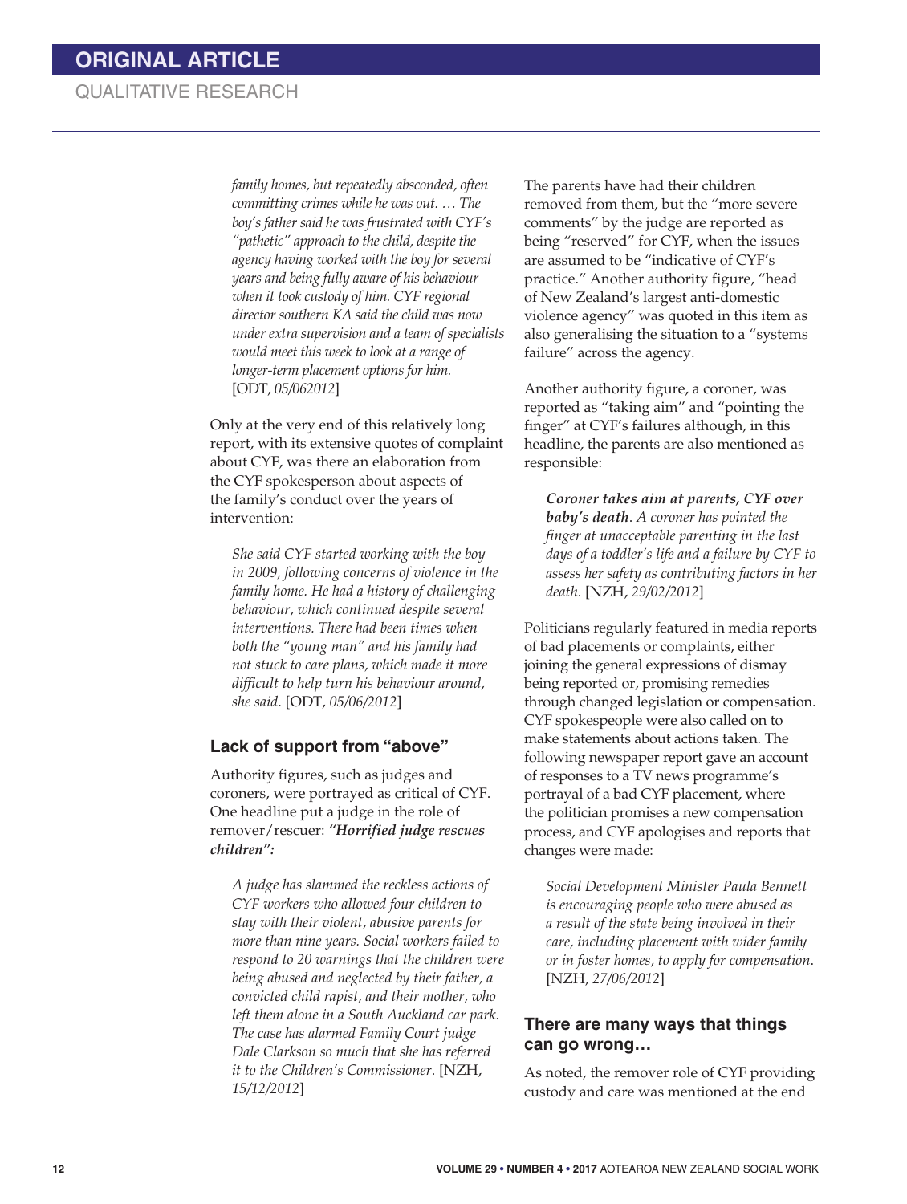*family homes, but repeatedly absconded, often committing crimes while he was out. … The boy's father said he was frustrated with CYF's "pathetic" approach to the child, despite the agency having worked with the boy for several years and being fully aware of his behaviour when it took custody of him. CYF regional director southern KA said the child was now under extra supervision and a team of specialists would meet this week to look at a range of longer-term placement options for him.* [ODT, *05/062012*]

Only at the very end of this relatively long report, with its extensive quotes of complaint about CYF, was there an elaboration from the CYF spokesperson about aspects of the family's conduct over the years of intervention:

> *She said CYF started working with the boy in 2009, following concerns of violence in the family home. He had a history of challenging behaviour, which continued despite several interventions. There had been times when both the "young man" and his family had not stuck to care plans, which made it more difficult to help turn his behaviour around, she said.* [ODT, *05/06/2012*]

### Lack of support from "above"

Authority figures, such as judges and coroners, were portrayed as critical of CYF. One headline put a judge in the role of remover/rescuer: ***"Horrified judge rescues children":***

> *A judge has slammed the reckless actions of CYF workers who allowed four children to stay with their violent, abusive parents for more than nine years. Social workers failed to respond to 20 warnings that the children were being abused and neglected by their father, a convicted child rapist, and their mother, who left them alone in a South Auckland car park. The case has alarmed Family Court judge Dale Clarkson so much that she has referred it to the Children's Commissioner.* [NZH, *15/12/2012*]

The parents have had their children removed from them, but the "more severe comments" by the judge are reported as being "reserved" for CYF, when the issues are assumed to be "indicative of CYF's practice." Another authority figure, "head of New Zealand's largest anti-domestic violence agency" was quoted in this item as also generalising the situation to a "systems failure" across the agency.

Another authority figure, a coroner, was reported as "taking aim" and "pointing the finger" at CYF's failures although, in this headline, the parents are also mentioned as responsible:

> ***Coroner takes aim at parents, CYF over baby's death****. A coroner has pointed the finger at unacceptable parenting in the last days of a toddler's life and a failure by CYF to assess her safety as contributing factors in her death.* [NZH, *29/02/2012*]

Politicians regularly featured in media reports of bad placements or complaints, either joining the general expressions of dismay being reported or, promising remedies through changed legislation or compensation. CYF spokespeople were also called on to make statements about actions taken. The following newspaper report gave an account of responses to a TV news programme's portrayal of a bad CYF placement, where the politician promises a new compensation process, and CYF apologises and reports that changes were made:

> *Social Development Minister Paula Bennett is encouraging people who were abused as a result of the state being involved in their care, including placement with wider family or in foster homes, to apply for compensation.* [NZH, *27/06/2012*]

### There are many ways that things can go wrong…

As noted, the remover role of CYF providing custody and care was mentioned at the end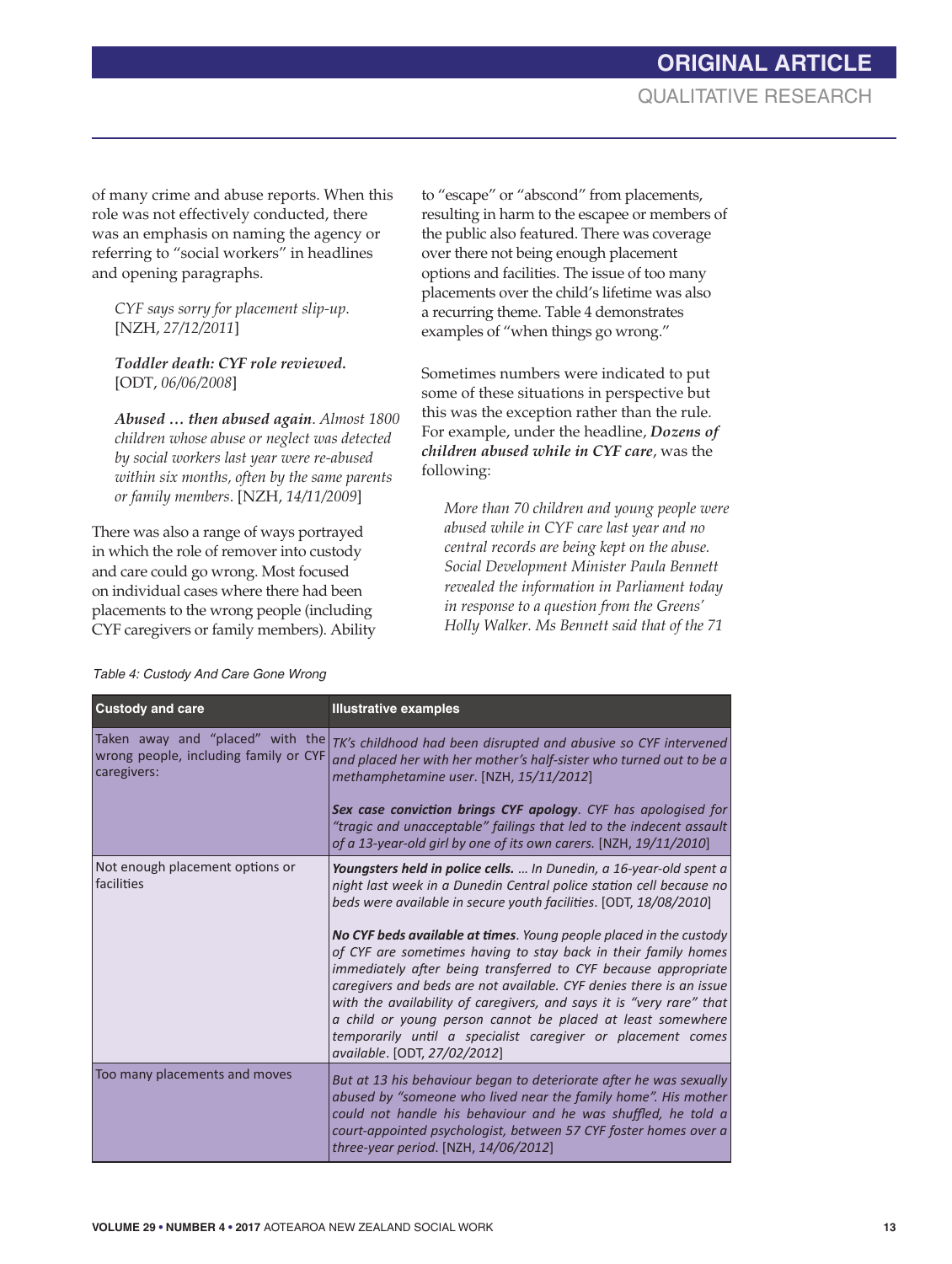of many crime and abuse reports. When this role was not effectively conducted, there was an emphasis on naming the agency or referring to "social workers" in headlines and opening paragraphs.

> *CYF says sorry for placement slip-up.* [NZH, *27/12/2011*]
>
> ***Toddler death: CYF role reviewed.*** [ODT, *06/06/2008*]
>
> ***Abused … then abused again****. Almost 1800 children whose abuse or neglect was detected by social workers last year were re-abused within six months, often by the same parents or family members.* [NZH, *14/11/2009*]

There was also a range of ways portrayed in which the role of remover into custody and care could go wrong. Most focused on individual cases where there had been placements to the wrong people (including CYF caregivers or family members). Ability to "escape" or "abscond" from placements, resulting in harm to the escapee or members of the public also featured. There was coverage over there not being enough placement options and facilities. The issue of too many placements over the child's lifetime was also a recurring theme. Table 4 demonstrates examples of "when things go wrong."

Sometimes numbers were indicated to put some of these situations in perspective but this was the exception rather than the rule. For example, under the headline, ***Dozens of children abused while in CYF care***, was the following:

> *More than 70 children and young people were abused while in CYF care last year and no central records are being kept on the abuse. Social Development Minister Paula Bennett revealed the information in Parliament today in response to a question from the Greens' Holly Walker. Ms Bennett said that of the 71*

*Table 4: Custody And Care Gone Wrong*

| Custody and care | Illustrative examples |
|---|---|
| Taken away and "placed" with the wrong people, including family or CYF caregivers: | *TK's childhood had been disrupted and abusive so CYF intervened and placed her with her mother's half-sister who turned out to be a methamphetamine user*. [NZH, *15/11/2012*]<br><br>***Sex case conviction brings CYF apology***. *CYF has apologised for "tragic and unacceptable" failings that led to the indecent assault of a 13-year-old girl by one of its own carers.* [NZH, *19/11/2010*] |
| Not enough placement options or facilities | ***Youngsters held in police cells.*** *… In Dunedin, a 16-year-old spent a night last week in a Dunedin Central police station cell because no beds were available in secure youth facilities*. [ODT, *18/08/2010*]<br><br>***No CYF beds available at times***. *Young people placed in the custody of CYF are sometimes having to stay back in their family homes immediately after being transferred to CYF because appropriate caregivers and beds are not available. CYF denies there is an issue with the availability of caregivers, and says it is "very rare" that a child or young person cannot be placed at least somewhere temporarily until a specialist caregiver or placement comes available*. [ODT, *27/02/2012*] |
| Too many placements and moves | *But at 13 his behaviour began to deteriorate after he was sexually abused by "someone who lived near the family home". His mother could not handle his behaviour and he was shuffled, he told a court-appointed psychologist, between 57 CYF foster homes over a three-year period*. [NZH, *14/06/2012*] |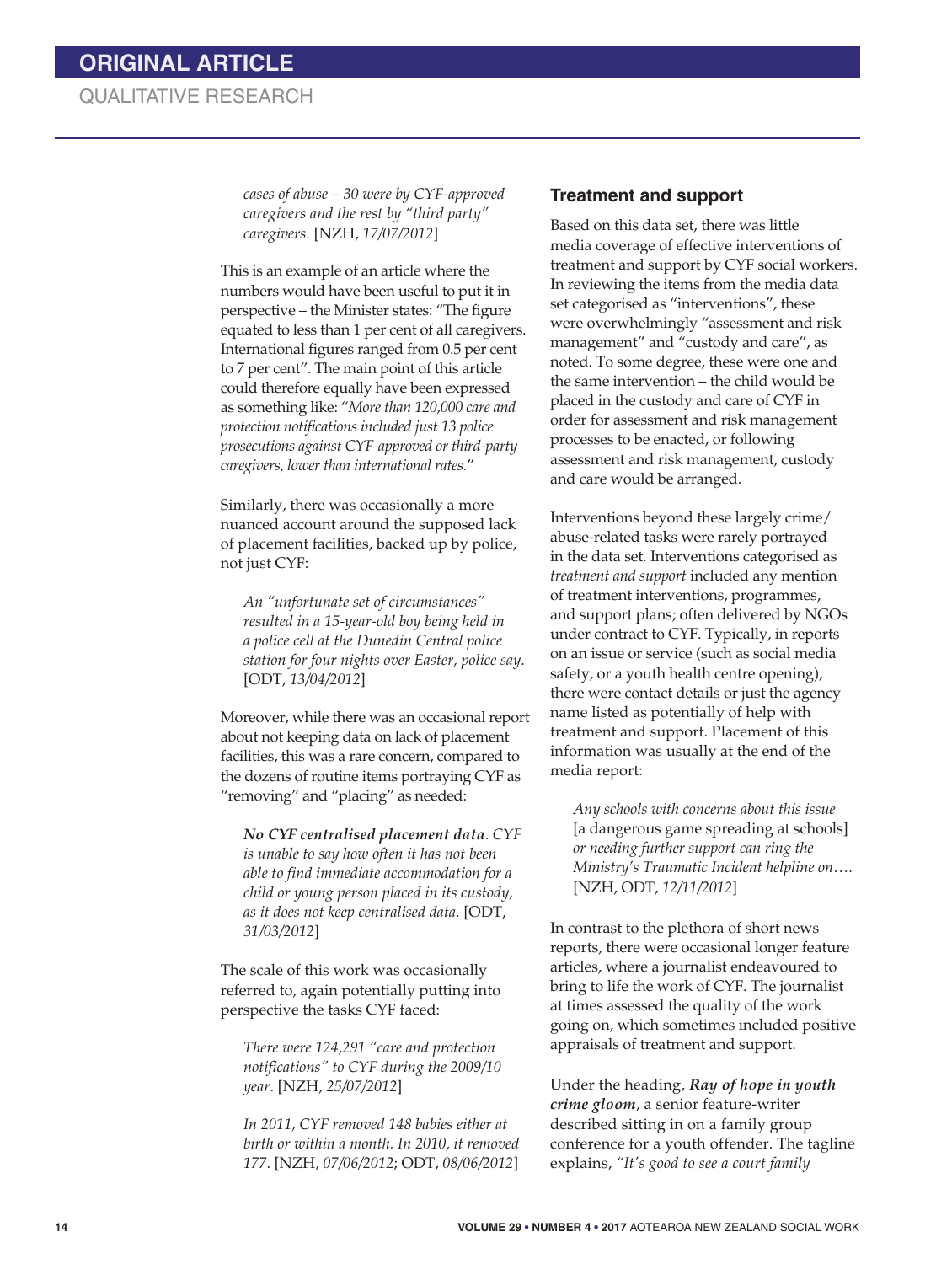*cases of abuse – 30 were by CYF-approved caregivers and the rest by "third party" caregivers.* [NZH, *17/07/2012*]

This is an example of an article where the numbers would have been useful to put it in perspective – the Minister states: "The figure equated to less than 1 per cent of all caregivers. International figures ranged from 0.5 per cent to 7 per cent". The main point of this article could therefore equally have been expressed as something like: "*More than 120,000 care and protection notifications included just 13 police prosecutions against CYF-approved or third-party caregivers, lower than international rates.*"

Similarly, there was occasionally a more nuanced account around the supposed lack of placement facilities, backed up by police, not just CYF:

> *An "unfortunate set of circumstances" resulted in a 15-year-old boy being held in a police cell at the Dunedin Central police station for four nights over Easter, police say.* [ODT, *13/04/2012*]

Moreover, while there was an occasional report about not keeping data on lack of placement facilities, this was a rare concern, compared to the dozens of routine items portraying CYF as "removing" and "placing" as needed:

> ***No CYF centralised placement data****. CYF is unable to say how often it has not been able to find immediate accommodation for a child or young person placed in its custody, as it does not keep centralised data.* [ODT, *31/03/2012*]

The scale of this work was occasionally referred to, again potentially putting into perspective the tasks CYF faced:

> *There were 124,291 "care and protection notifications" to CYF during the 2009/10 year*. [NZH, *25/07/2012*]

> *In 2011, CYF removed 148 babies either at birth or within a month. In 2010, it removed 177*. [NZH, *07/06/2012*; ODT, *08/06/2012*]

### Treatment and support

Based on this data set, there was little media coverage of effective interventions of treatment and support by CYF social workers. In reviewing the items from the media data set categorised as "interventions", these were overwhelmingly "assessment and risk management" and "custody and care", as noted. To some degree, these were one and the same intervention – the child would be placed in the custody and care of CYF in order for assessment and risk management processes to be enacted, or following assessment and risk management, custody and care would be arranged.

Interventions beyond these largely crime/abuse-related tasks were rarely portrayed in the data set. Interventions categorised as *treatment and support* included any mention of treatment interventions, programmes, and support plans; often delivered by NGOs under contract to CYF. Typically, in reports on an issue or service (such as social media safety, or a youth health centre opening), there were contact details or just the agency name listed as potentially of help with treatment and support. Placement of this information was usually at the end of the media report:

> *Any schools with concerns about this issue* [a dangerous game spreading at schools] *or needing further support can ring the Ministry's Traumatic Incident helpline on….* [NZH, ODT, *12/11/2012*]

In contrast to the plethora of short news reports, there were occasional longer feature articles, where a journalist endeavoured to bring to life the work of CYF. The journalist at times assessed the quality of the work going on, which sometimes included positive appraisals of treatment and support.

Under the heading, ***Ray of hope in youth crime gloom***, a senior feature-writer described sitting in on a family group conference for a youth offender. The tagline explains, *"It's good to see a court family*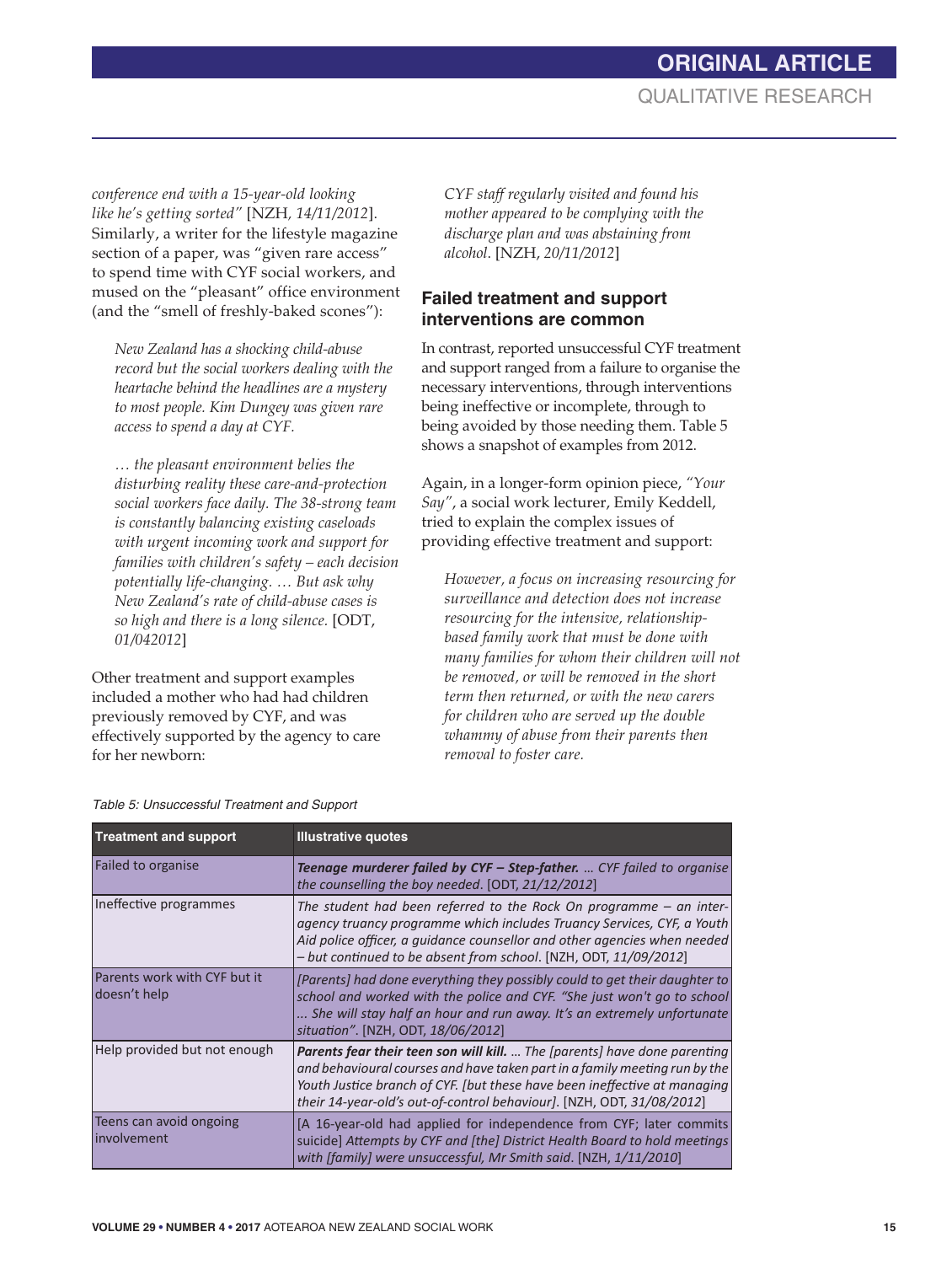*conference end with a 15-year-old looking like he's getting sorted"* [NZH*, 14/11/2012*]. Similarly, a writer for the lifestyle magazine section of a paper, was "given rare access" to spend time with CYF social workers, and mused on the "pleasant" office environment (and the "smell of freshly-baked scones"):

> *New Zealand has a shocking child-abuse record but the social workers dealing with the heartache behind the headlines are a mystery to most people. Kim Dungey was given rare access to spend a day at CYF.*
>
> *… the pleasant environment belies the disturbing reality these care-and-protection social workers face daily. The 38-strong team is constantly balancing existing caseloads with urgent incoming work and support for families with children's safety – each decision potentially life-changing. … But ask why New Zealand's rate of child-abuse cases is so high and there is a long silence.* [ODT, *01/042012*]

Other treatment and support examples included a mother who had had children previously removed by CYF, and was effectively supported by the agency to care for her newborn:

> *CYF staff regularly visited and found his mother appeared to be complying with the discharge plan and was abstaining from alcohol.* [NZH, *20/11/2012*]

## Failed treatment and support interventions are common

In contrast, reported unsuccessful CYF treatment and support ranged from a failure to organise the necessary interventions, through interventions being ineffective or incomplete, through to being avoided by those needing them. Table 5 shows a snapshot of examples from 2012.

Again, in a longer-form opinion piece, *"Your Say"*, a social work lecturer, Emily Keddell, tried to explain the complex issues of providing effective treatment and support:

> *However, a focus on increasing resourcing for surveillance and detection does not increase resourcing for the intensive, relationship-based family work that must be done with many families for whom their children will not be removed, or will be removed in the short term then returned, or with the new carers for children who are served up the double whammy of abuse from their parents then removal to foster care.*

*Table 5: Unsuccessful Treatment and Support*

| Treatment and support | Illustrative quotes |
|---|---|
| Failed to organise | ***Teenage murderer failed by CYF – Step-father.*** *… CYF failed to organise the counselling the boy needed*. [ODT, *21/12/2012*] |
| Ineffective programmes | *The student had been referred to the Rock On programme – an inter-agency truancy programme which includes Truancy Services, CYF, a Youth Aid police officer, a guidance counsellor and other agencies when needed – but continued to be absent from school*. [NZH, ODT, *11/09/2012*] |
| Parents work with CYF but it doesn't help | *[Parents] had done everything they possibly could to get their daughter to school and worked with the police and CYF. "She just won't go to school … She will stay half an hour and run away. It's an extremely unfortunate situation"*. [NZH, ODT, *18/06/2012*] |
| Help provided but not enough | ***Parents fear their teen son will kill.*** *… The [parents] have done parenting and behavioural courses and have taken part in a family meeting run by the Youth Justice branch of CYF. [but these have been ineffective at managing their 14-year-old's out-of-control behaviour]*. [NZH, ODT, *31/08/2012*] |
| Teens can avoid ongoing involvement | [A 16-year-old had applied for independence from CYF; later commits suicide] *Attempts by CYF and [the] District Health Board to hold meetings with [family] were unsuccessful, Mr Smith said*. [NZH, *1/11/2010*] |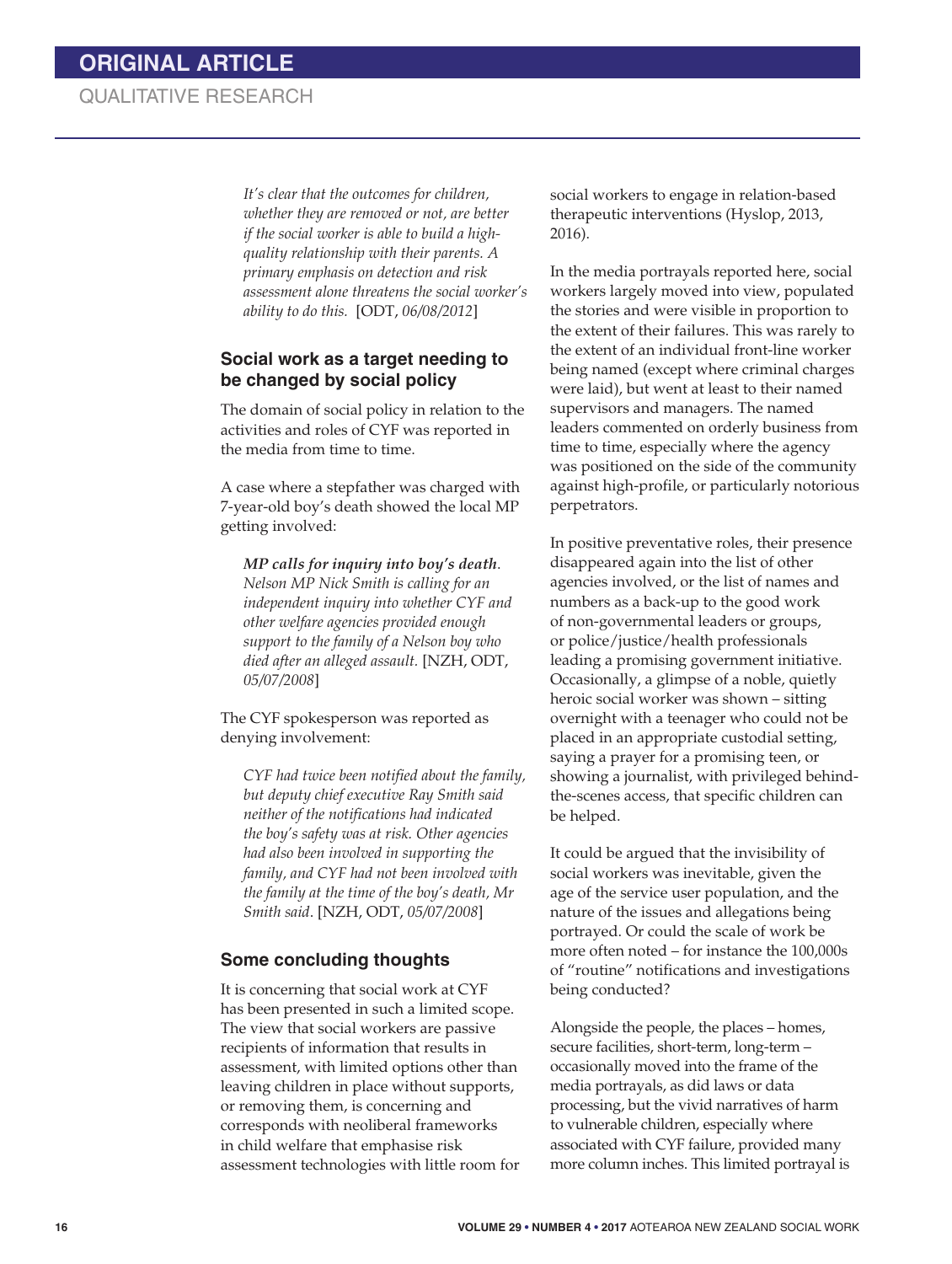*It's clear that the outcomes for children, whether they are removed or not, are better if the social worker is able to build a high-quality relationship with their parents. A primary emphasis on detection and risk assessment alone threatens the social worker's ability to do this.* [ODT, *06/08/2012*]

## Social work as a target needing to be changed by social policy

The domain of social policy in relation to the activities and roles of CYF was reported in the media from time to time.

A case where a stepfather was charged with 7-year-old boy's death showed the local MP getting involved:

> ***MP calls for inquiry into boy's death***. *Nelson MP Nick Smith is calling for an independent inquiry into whether CYF and other welfare agencies provided enough support to the family of a Nelson boy who died after an alleged assault.* [NZH, ODT, *05/07/2008*]

The CYF spokesperson was reported as denying involvement:

> *CYF had twice been notified about the family, but deputy chief executive Ray Smith said neither of the notifications had indicated the boy's safety was at risk. Other agencies had also been involved in supporting the family, and CYF had not been involved with the family at the time of the boy's death, Mr Smith said*. [NZH, ODT, *05/07/2008*]

## Some concluding thoughts

It is concerning that social work at CYF has been presented in such a limited scope. The view that social workers are passive recipients of information that results in assessment, with limited options other than leaving children in place without supports, or removing them, is concerning and corresponds with neoliberal frameworks in child welfare that emphasise risk assessment technologies with little room for social workers to engage in relation-based therapeutic interventions (Hyslop, 2013, 2016).

In the media portrayals reported here, social workers largely moved into view, populated the stories and were visible in proportion to the extent of their failures. This was rarely to the extent of an individual front-line worker being named (except where criminal charges were laid), but went at least to their named supervisors and managers. The named leaders commented on orderly business from time to time, especially where the agency was positioned on the side of the community against high-profile, or particularly notorious perpetrators.

In positive preventative roles, their presence disappeared again into the list of other agencies involved, or the list of names and numbers as a back-up to the good work of non-governmental leaders or groups, or police/justice/health professionals leading a promising government initiative. Occasionally, a glimpse of a noble, quietly heroic social worker was shown – sitting overnight with a teenager who could not be placed in an appropriate custodial setting, saying a prayer for a promising teen, or showing a journalist, with privileged behind-the-scenes access, that specific children can be helped.

It could be argued that the invisibility of social workers was inevitable, given the age of the service user population, and the nature of the issues and allegations being portrayed. Or could the scale of work be more often noted – for instance the 100,000s of "routine" notifications and investigations being conducted?

Alongside the people, the places – homes, secure facilities, short-term, long-term – occasionally moved into the frame of the media portrayals, as did laws or data processing, but the vivid narratives of harm to vulnerable children, especially where associated with CYF failure, provided many more column inches. This limited portrayal is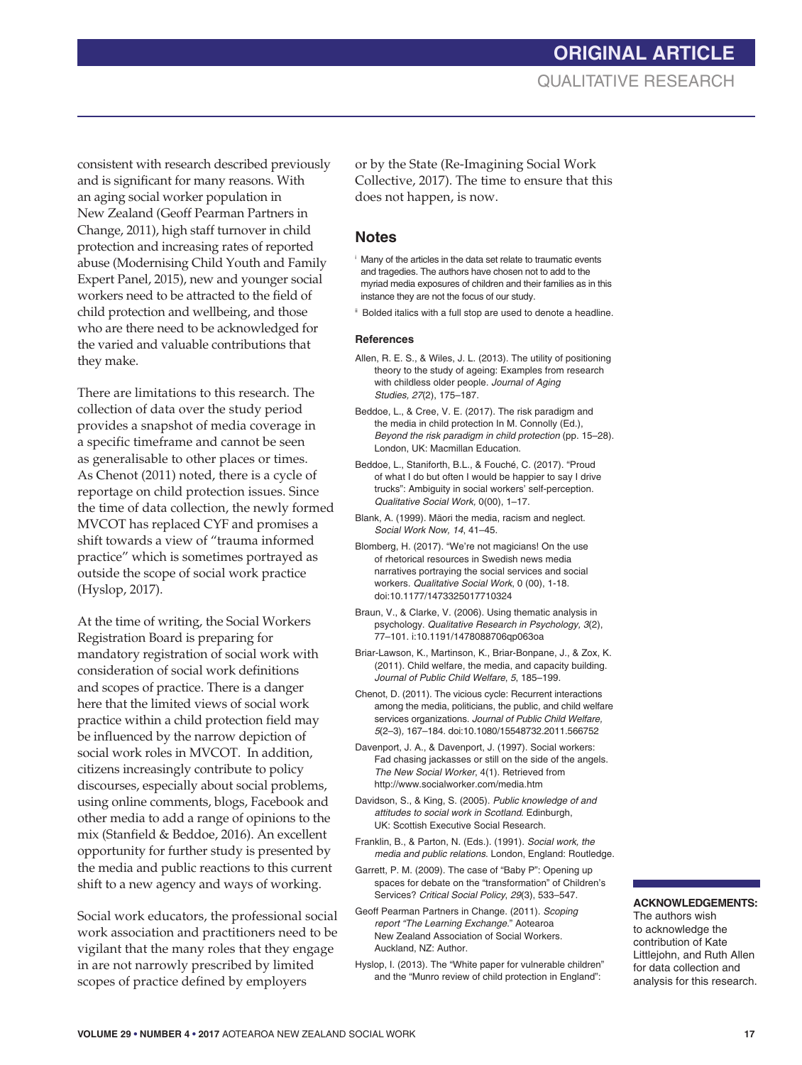consistent with research described previously and is significant for many reasons. With an aging social worker population in New Zealand (Geoff Pearman Partners in Change, 2011), high staff turnover in child protection and increasing rates of reported abuse (Modernising Child Youth and Family Expert Panel, 2015), new and younger social workers need to be attracted to the field of child protection and wellbeing, and those who are there need to be acknowledged for the varied and valuable contributions that they make.

There are limitations to this research. The collection of data over the study period provides a snapshot of media coverage in a specific timeframe and cannot be seen as generalisable to other places or times. As Chenot (2011) noted, there is a cycle of reportage on child protection issues. Since the time of data collection, the newly formed MVCOT has replaced CYF and promises a shift towards a view of "trauma informed practice" which is sometimes portrayed as outside the scope of social work practice (Hyslop, 2017).

At the time of writing, the Social Workers Registration Board is preparing for mandatory registration of social work with consideration of social work definitions and scopes of practice. There is a danger here that the limited views of social work practice within a child protection field may be influenced by the narrow depiction of social work roles in MVCOT. In addition, citizens increasingly contribute to policy discourses, especially about social problems, using online comments, blogs, Facebook and other media to add a range of opinions to the mix (Stanfield & Beddoe, 2016). An excellent opportunity for further study is presented by the media and public reactions to this current shift to a new agency and ways of working.

Social work educators, the professional social work association and practitioners need to be vigilant that the many roles that they engage in are not narrowly prescribed by limited scopes of practice defined by employers or by the State (Re-Imagining Social Work Collective, 2017). The time to ensure that this does not happen, is now.

## Notes

[i] Many of the articles in the data set relate to traumatic events and tragedies. The authors have chosen not to add to the myriad media exposures of children and their families as in this instance they are not the focus of our study.

[ii] Bolded italics with a full stop are used to denote a headline.

### References

Allen, R. E. S., & Wiles, J. L. (2013). The utility of positioning theory to the study of ageing: Examples from research with childless older people. *Journal of Aging Studies, 27*(2), 175–187.

Beddoe, L., & Cree, V. E. (2017). The risk paradigm and the media in child protection In M. Connolly (Ed.), *Beyond the risk paradigm in child protection* (pp. 15–28). London, UK: Macmillan Education.

Beddoe, L., Staniforth, B.L., & Fouché, C. (2017). "Proud of what I do but often I would be happier to say I drive trucks": Ambiguity in social workers' self-perception. *Qualitative Social Work,* 0(00), 1–17.

Blank, A. (1999). Māori the media, racism and neglect. *Social Work Now, 14*, 41–45.

Blomberg, H. (2017). "We're not magicians! On the use of rhetorical resources in Swedish news media narratives portraying the social services and social workers. *Qualitative Social Work*, 0 (00), 1-18. doi:10.1177/1473325017710324

Braun, V., & Clarke, V. (2006). Using thematic analysis in psychology. *Qualitative Research in Psychology, 3*(2), 77–101. i:10.1191/1478088706qp063oa

Briar-Lawson, K., Martinson, K., Briar-Bonpane, J., & Zox, K. (2011). Child welfare, the media, and capacity building. *Journal of Public Child Welfare, 5*, 185–199.

Chenot, D. (2011). The vicious cycle: Recurrent interactions among the media, politicians, the public, and child welfare services organizations. *Journal of Public Child Welfare, 5*(2–3), 167–184. doi:10.1080/15548732.2011.566752

Davenport, J. A., & Davenport, J. (1997). Social workers: Fad chasing jackasses or still on the side of the angels. *The New Social Worker*, 4(1). Retrieved from http://www.socialworker.com/media.htm

Davidson, S., & King, S. (2005). *Public knowledge of and attitudes to social work in Scotland*. Edinburgh, UK: Scottish Executive Social Research.

Franklin, B., & Parton, N. (Eds.). (1991). *Social work, the media and public relations.* London, England: Routledge.

Garrett, P. M. (2009). The case of "Baby P": Opening up spaces for debate on the "transformation" of Children's Services? *Critical Social Policy, 29*(3), 533–547.

Geoff Pearman Partners in Change. (2011). *Scoping report "The Learning Exchange."* Aotearoa New Zealand Association of Social Workers. Auckland, NZ: Author.

Hyslop, I. (2013). The "White paper for vulnerable children" and the "Munro review of child protection in England":

**ACKNOWLEDGEMENTS:** The authors wish to acknowledge the contribution of Kate Littlejohn, and Ruth Allen for data collection and analysis for this research.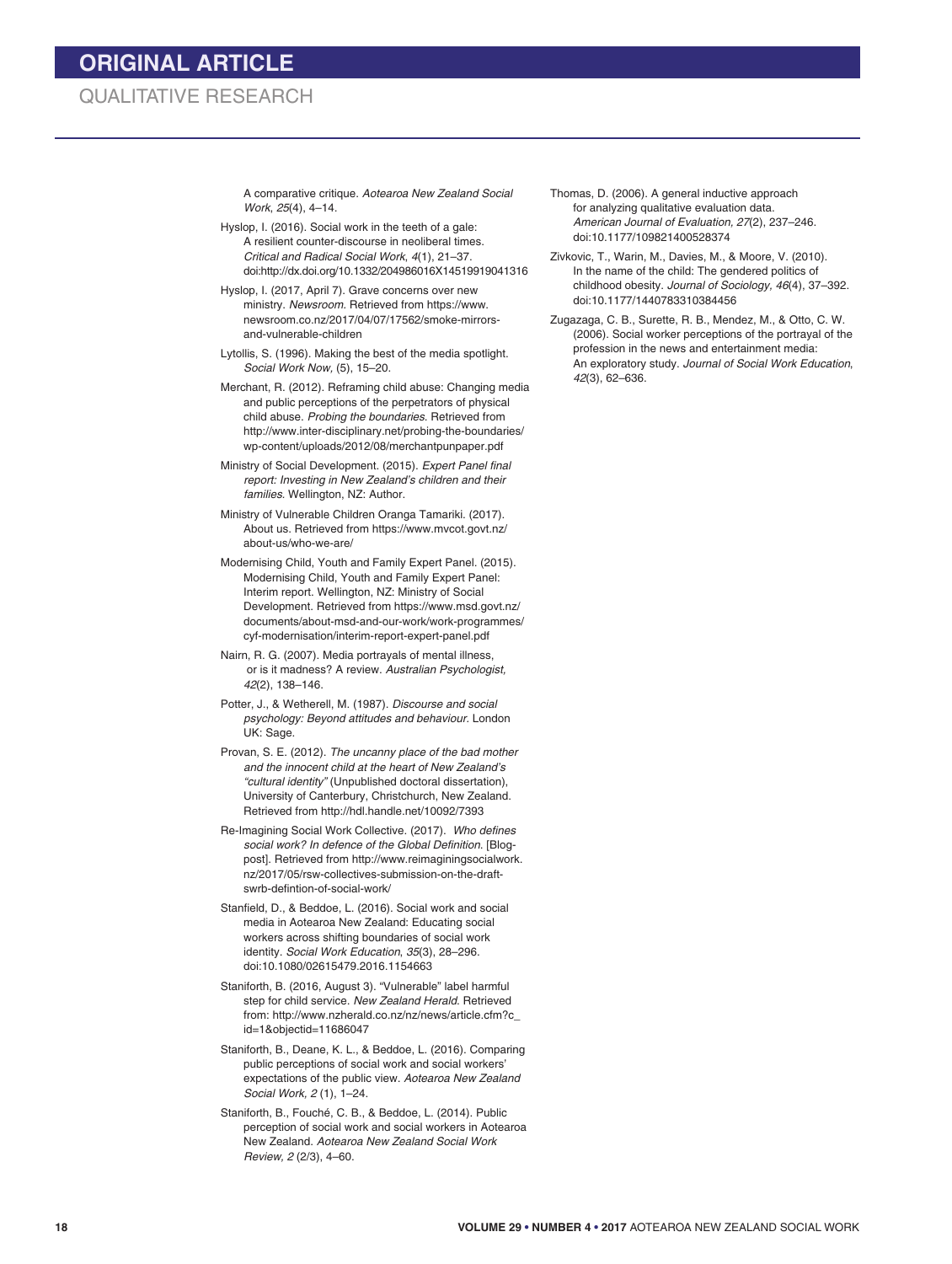A comparative critique. *Aotearoa New Zealand Social Work*, *25*(4), 4–14.

Hyslop, I. (2016). Social work in the teeth of a gale: A resilient counter-discourse in neoliberal times. *Critical and Radical Social Work*, *4*(1), 21–37. doi:http://dx.doi.org/10.1332/204986016X14519919041316

Hyslop, I. (2017, April 7). Grave concerns over new ministry. *Newsroom*. Retrieved from https://www.newsroom.co.nz/2017/04/07/17562/smoke-mirrors-and-vulnerable-children

Lytollis, S. (1996). Making the best of the media spotlight. *Social Work Now,* (5), 15–20.

Merchant, R. (2012). Reframing child abuse: Changing media and public perceptions of the perpetrators of physical child abuse. *Probing the boundaries*. Retrieved from http://www.inter-disciplinary.net/probing-the-boundaries/wp-content/uploads/2012/08/merchantpunpaper.pdf

Ministry of Social Development. (2015). *Expert Panel final report: Investing in New Zealand's children and their families*. Wellington, NZ: Author.

Ministry of Vulnerable Children Oranga Tamariki. (2017). About us. Retrieved from https://www.mvcot.govt.nz/about-us/who-we-are/

Modernising Child, Youth and Family Expert Panel. (2015). Modernising Child, Youth and Family Expert Panel: Interim report. Wellington, NZ: Ministry of Social Development. Retrieved from https://www.msd.govt.nz/documents/about-msd-and-our-work/work-programmes/cyf-modernisation/interim-report-expert-panel.pdf

Nairn, R. G. (2007). Media portrayals of mental illness, or is it madness? A review. *Australian Psychologist, 42*(2), 138–146.

Potter, J., & Wetherell, M. (1987). *Discourse and social psychology: Beyond attitudes and behaviour*. London UK: Sage.

Provan, S. E. (2012). *The uncanny place of the bad mother and the innocent child at the heart of New Zealand's "cultural identity"* (Unpublished doctoral dissertation), University of Canterbury, Christchurch, New Zealand. Retrieved from http://hdl.handle.net/10092/7393

Re-Imagining Social Work Collective. (2017). *Who defines social work? In defence of the Global Definition*. [Blog-post]. Retrieved from http://www.reimaginingsocialwork.nz/2017/05/rsw-collectives-submission-on-the-draft-swrb-defintion-of-social-work/

Stanfield, D., & Beddoe, L. (2016). Social work and social media in Aotearoa New Zealand: Educating social workers across shifting boundaries of social work identity. *Social Work Education*, *35*(3), 28–296. doi:10.1080/02615479.2016.1154663

Staniforth, B. (2016, August 3). "Vulnerable" label harmful step for child service. *New Zealand Herald*. Retrieved from: http://www.nzherald.co.nz/nz/news/article.cfm?c_id=1&objectid=11686047

Staniforth, B., Deane, K. L., & Beddoe, L. (2016). Comparing public perceptions of social work and social workers' expectations of the public view. *Aotearoa New Zealand Social Work, 2* (1), 1–24.

Staniforth, B., Fouché, C. B., & Beddoe, L. (2014). Public perception of social work and social workers in Aotearoa New Zealand. *Aotearoa New Zealand Social Work Review, 2* (2/3), 4–60.

Thomas, D. (2006). A general inductive approach for analyzing qualitative evaluation data. *American Journal of Evaluation, 27*(2), 237–246. doi:10.1177/109821400528374

Zivkovic, T., Warin, M., Davies, M., & Moore, V. (2010). In the name of the child: The gendered politics of childhood obesity. *Journal of Sociology, 46*(4), 37–392. doi:10.1177/1440783310384456

Zugazaga, C. B., Surette, R. B., Mendez, M., & Otto, C. W. (2006). Social worker perceptions of the portrayal of the profession in the news and entertainment media: An exploratory study. *Journal of Social Work Education*, *42*(3), 62–636.